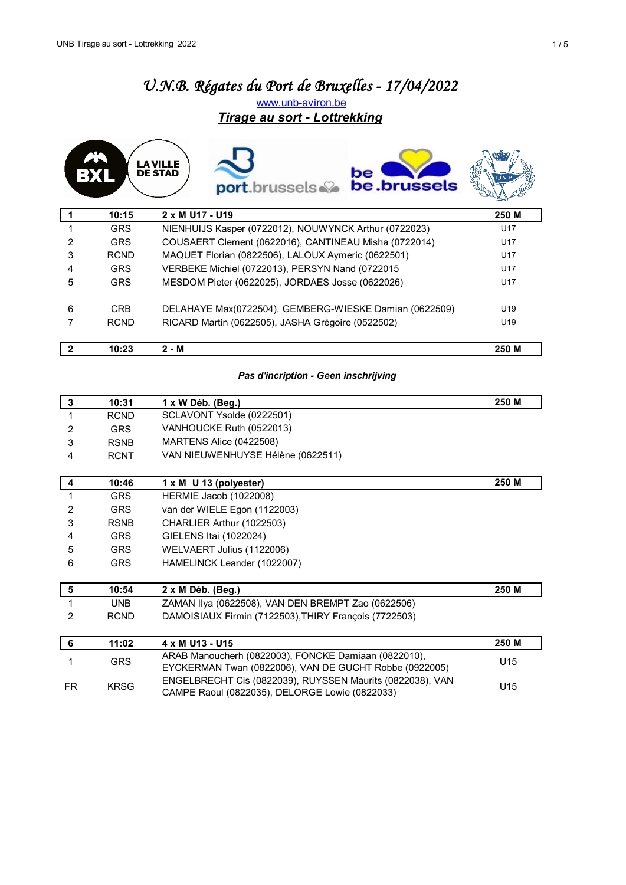# V.N.B. Régates du Port de Bruxelles - 17/04/2022

www.unb-aviron.be

## Tirage au sort - Lottrekking

| 1 | 10:15 | 2 x M U17 - U19 | 250 M |
|---|---|---|---|
| 1 | GRS | NIENHUIJS Kasper (0722012), NOUWYNCK Arthur (0722023) | U17 |
| 2 | GRS | COUSAERT Clement (0622016), CANTINEAU Misha (0722014) | U17 |
| 3 | RCND | MAQUET Florian (0822506), LALOUX Aymeric (0622501) | U17 |
| 4 | GRS | VERBEKE Michiel (0722013), PERSYN Nand (0722015 | U17 |
| 5 | GRS | MESDOM Pieter (0622025), JORDAES Josse (0622026) | U17 |
| 6 | CRB | DELAHAYE Max(0722504), GEMBERG-WIESKE Damian (0622509) | U19 |
| 7 | RCND | RICARD Martin (0622505), JASHA Grégoire (0522502) | U19 |

| 2 | 10:23 | 2 - M | 250 M |
|---|---|---|---|

***Pas d'incription - Geen inschrijving***

| 3 | 10:31 | 1 x W Déb. (Beg.) | 250 M |
|---|---|---|---|
| 1 | RCND | SCLAVONT Ysolde (0222501) | |
| 2 | GRS | VANHOUCKE Ruth (0522013) | |
| 3 | RSNB | MARTENS Alice (0422508) | |
| 4 | RCNT | VAN NIEUWENHUYSE Hélène (0622511) | |

| 4 | 10:46 | 1 x M U 13 (polyester) | 250 M |
|---|---|---|---|
| 1 | GRS | HERMIE Jacob (1022008) | |
| 2 | GRS | van der WIELE Egon (1122003) | |
| 3 | RSNB | CHARLIER Arthur (1022503) | |
| 4 | GRS | GIELENS Itai (1022024) | |
| 5 | GRS | WELVAERT Julius (1122006) | |
| 6 | GRS | HAMELINCK Leander (1022007) | |

| 5 | 10:54 | 2 x M Déb. (Beg.) | 250 M |
|---|---|---|---|
| 1 | UNB | ZAMAN Ilya (0622508), VAN DEN BREMPT Zao (0622506) | |
| 2 | RCND | DAMOISIAUX Firmin (7122503),THIRY François (7722503) | |

| 6 | 11:02 | 4 x M U13 - U15 | 250 M |
|---|---|---|---|
| 1 | GRS | ARAB Manoucherh (0822003), FONCKE Damiaan (0822010), EYCKERMAN Twan (0822006), VAN DE GUCHT Robbe (0922005) | U15 |
| FR | KRSG | ENGELBRECHT Cis (0822039), RUYSSEN Maurits (0822038), VAN CAMPE Raoul (0822035), DELORGE Lowie (0822033) | U15 |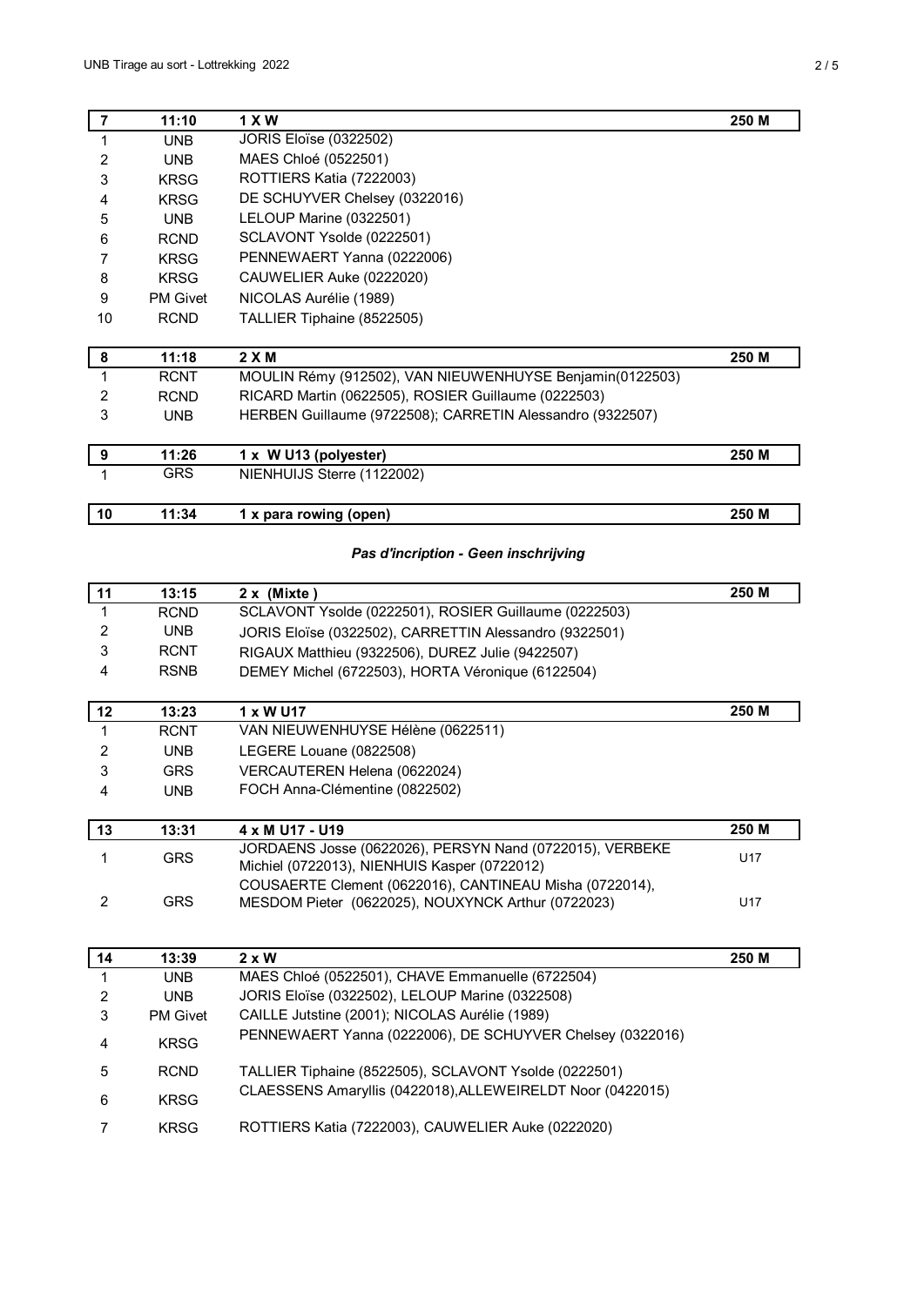| 7 | 11:10 | 1 X W | 250 M |
|---|---|---|---|
| 1 | UNB | JORIS Eloïse (0322502) | |
| 2 | UNB | MAES Chloé (0522501) | |
| 3 | KRSG | ROTTIERS Katia (7222003) | |
| 4 | KRSG | DE SCHUYVER Chelsey (0322016) | |
| 5 | UNB | LELOUP Marine (0322501) | |
| 6 | RCND | SCLAVONT Ysolde (0222501) | |
| 7 | KRSG | PENNEWAERT Yanna (0222006) | |
| 8 | KRSG | CAUWELIER Auke (0222020) | |
| 9 | PM Givet | NICOLAS Aurélie (1989) | |
| 10 | RCND | TALLIER Tiphaine (8522505) | |

| 8 | 11:18 | 2 X M | 250 M |
|---|---|---|---|
| 1 | RCNT | MOULIN Rémy (912502), VAN NIEUWENHUYSE Benjamin(0122503) | |
| 2 | RCND | RICARD Martin (0622505), ROSIER Guillaume (0222503) | |
| 3 | UNB | HERBEN Guillaume (9722508); CARRETIN Alessandro (9322507) | |

| 9 | 11:26 | 1 x W U13 (polyester) | 250 M |
|---|---|---|---|
| 1 | GRS | NIENHUIJS Sterre (1122002) | |

| 10 | 11:34 | 1 x para rowing (open) | 250 M |
|---|---|---|---|

***Pas d'incription - Geen inschrijving***

| 11 | 13:15 | 2 x (Mixte ) | 250 M |
|---|---|---|---|
| 1 | RCND | SCLAVONT Ysolde (0222501), ROSIER Guillaume (0222503) | |
| 2 | UNB | JORIS Eloïse (0322502), CARRETTIN Alessandro (9322501) | |
| 3 | RCNT | RIGAUX Matthieu (9322506), DUREZ Julie (9422507) | |
| 4 | RSNB | DEMEY Michel (6722503), HORTA Véronique (6122504) | |

| 12 | 13:23 | 1 x W U17 | 250 M |
|---|---|---|---|
| 1 | RCNT | VAN NIEUWENHUYSE Hélène (0622511) | |
| 2 | UNB | LEGERE Louane (0822508) | |
| 3 | GRS | VERCAUTEREN Helena (0622024) | |
| 4 | UNB | FOCH Anna-Clémentine (0822502) | |

| 13 | 13:31 | 4 x M U17 - U19 | 250 M |
|---|---|---|---|
| 1 | GRS | JORDAENS Josse (0622026), PERSYN Nand (0722015), VERBEKE Michiel (0722013), NIENHUIS Kasper (0722012) | U17 |
| 2 | GRS | COUSAERTE Clement (0622016), CANTINEAU Misha (0722014), MESDOM Pieter (0622025), NOUXYNCK Arthur (0722023) | U17 |

| 14 | 13:39 | 2 x W | 250 M |
|---|---|---|---|
| 1 | UNB | MAES Chloé (0522501), CHAVE Emmanuelle (6722504) | |
| 2 | UNB | JORIS Eloïse (0322502), LELOUP Marine (0322508) | |
| 3 | PM Givet | CAILLE Jutstine (2001); NICOLAS Aurélie (1989) | |
| 4 | KRSG | PENNEWAERT Yanna (0222006), DE SCHUYVER Chelsey (0322016) | |
| 5 | RCND | TALLIER Tiphaine (8522505), SCLAVONT Ysolde (0222501) | |
| 6 | KRSG | CLAESSENS Amaryllis (0422018),ALLEWEIRELDT Noor (0422015) | |
| 7 | KRSG | ROTTIERS Katia (7222003), CAUWELIER Auke (0222020) | |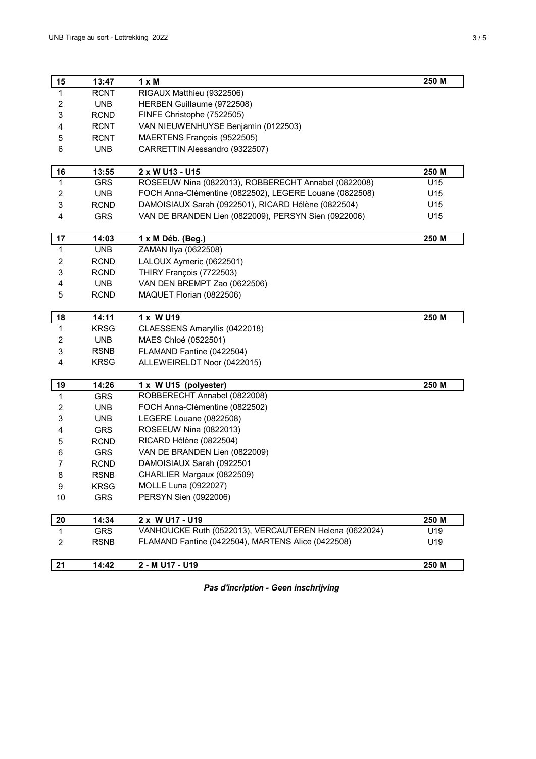| 15 | 13:47 | 1 x M | 250 M |
|---|---|---|---|
| 1 | RCNT | RIGAUX Matthieu (9322506) | |
| 2 | UNB | HERBEN Guillaume (9722508) | |
| 3 | RCND | FINFE Christophe (7522505) | |
| 4 | RCNT | VAN NIEUWENHUYSE Benjamin (0122503) | |
| 5 | RCNT | MAERTENS François (9522505) | |
| 6 | UNB | CARRETTIN Alessandro (9322507) | |

| 16 | 13:55 | 2 x W U13 - U15 | 250 M |
|---|---|---|---|
| 1 | GRS | ROSEEUW Nina (0822013), ROBBERECHT Annabel (0822008) | U15 |
| 2 | UNB | FOCH Anna-Clémentine (0822502), LEGERE Louane (0822508) | U15 |
| 3 | RCND | DAMOISIAUX Sarah (0922501), RICARD Hélène (0822504) | U15 |
| 4 | GRS | VAN DE BRANDEN Lien (0822009), PERSYN Sien (0922006) | U15 |

| 17 | 14:03 | 1 x M Déb. (Beg.) | 250 M |
|---|---|---|---|
| 1 | UNB | ZAMAN Ilya (0622508) | |
| 2 | RCND | LALOUX Aymeric (0622501) | |
| 3 | RCND | THIRY François (7722503) | |
| 4 | UNB | VAN DEN BREMPT Zao (0622506) | |
| 5 | RCND | MAQUET Florian (0822506) | |

| 18 | 14:11 | 1 x W U19 | 250 M |
|---|---|---|---|
| 1 | KRSG | CLAESSENS Amaryllis (0422018) | |
| 2 | UNB | MAES Chloé (0522501) | |
| 3 | RSNB | FLAMAND Fantine (0422504) | |
| 4 | KRSG | ALLEWEIRELDT Noor (0422015) | |

| 19 | 14:26 | 1 x W U15 (polyester) | 250 M |
|---|---|---|---|
| 1 | GRS | ROBBERECHT Annabel (0822008) | |
| 2 | UNB | FOCH Anna-Clémentine (0822502) | |
| 3 | UNB | LEGERE Louane (0822508) | |
| 4 | GRS | ROSEEUW Nina (0822013) | |
| 5 | RCND | RICARD Hélène (0822504) | |
| 6 | GRS | VAN DE BRANDEN Lien (0822009) | |
| 7 | RCND | DAMOISIAUX Sarah (0922501 | |
| 8 | RSNB | CHARLIER Margaux (0822509) | |
| 9 | KRSG | MOLLE Luna (0922027) | |
| 10 | GRS | PERSYN Sien (0922006) | |

| 20 | 14:34 | 2 x W U17 - U19 | 250 M |
|---|---|---|---|
| 1 | GRS | VANHOUCKE Ruth (0522013), VERCAUTEREN Helena (0622024) | U19 |
| 2 | RSNB | FLAMAND Fantine (0422504), MARTENS Alice (0422508) | U19 |

| 21 | 14:42 | 2 - M U17 - U19 | 250 M |
|---|---|---|---|

***Pas d'incription - Geen inschrijving***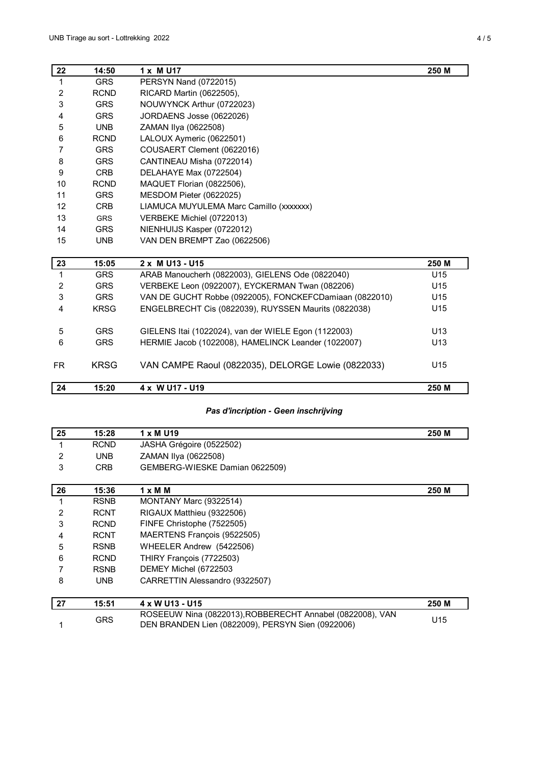| 22 | 14:50 | 1 x M U17 | 250 M |
|---|---|---|---|
| 1 | GRS | PERSYN Nand (0722015) | |
| 2 | RCND | RICARD Martin (0622505), | |
| 3 | GRS | NOUWYNCK Arthur (0722023) | |
| 4 | GRS | JORDAENS Josse (0622026) | |
| 5 | UNB | ZAMAN Ilya (0622508) | |
| 6 | RCND | LALOUX Aymeric (0622501) | |
| 7 | GRS | COUSAERT Clement (0622016) | |
| 8 | GRS | CANTINEAU Misha (0722014) | |
| 9 | CRB | DELAHAYE Max (0722504) | |
| 10 | RCND | MAQUET Florian (0822506), | |
| 11 | GRS | MESDOM Pieter (0622025) | |
| 12 | CRB | LIAMUCA MUYULEMA Marc Camillo (xxxxxxx) | |
| 13 | GRS | VERBEKE Michiel (0722013) | |
| 14 | GRS | NIENHUIJS Kasper (0722012) | |
| 15 | UNB | VAN DEN BREMPT Zao (0622506) | |

| 23 | 15:05 | 2 x M U13 - U15 | 250 M |
|---|---|---|---|
| 1 | GRS | ARAB Manoucherh (0822003), GIELENS Ode (0822040) | U15 |
| 2 | GRS | VERBEKE Leon (0922007), EYCKERMAN Twan (082206) | U15 |
| 3 | GRS | VAN DE GUCHT Robbe (0922005), FONCKEFCDamiaan (0822010) | U15 |
| 4 | KRSG | ENGELBRECHT Cis (0822039), RUYSSEN Maurits (0822038) | U15 |
| 5 | GRS | GIELENS Itai (1022024), van der WIELE Egon (1122003) | U13 |
| 6 | GRS | HERMIE Jacob (1022008), HAMELINCK Leander (1022007) | U13 |
| FR | KRSG | VAN CAMPE Raoul (0822035), DELORGE Lowie (0822033) | U15 |

| 24 | 15:20 | 4 x W U17 - U19 | 250 M |
|---|---|---|---|

***Pas d'incription - Geen inschrijving***

| 25 | 15:28 | 1 x M U19 | 250 M |
|---|---|---|---|
| 1 | RCND | JASHA Grégoire (0522502) | |
| 2 | UNB | ZAMAN Ilya (0622508) | |
| 3 | CRB | GEMBERG-WIESKE Damian 0622509) | |

| 26 | 15:36 | 1 x M M | 250 M |
|---|---|---|---|
| 1 | RSNB | MONTANY Marc (9322514) | |
| 2 | RCNT | RIGAUX Matthieu (9322506) | |
| 3 | RCND | FINFE Christophe (7522505) | |
| 4 | RCNT | MAERTENS François (9522505) | |
| 5 | RSNB | WHEELER Andrew (5422506) | |
| 6 | RCND | THIRY François (7722503) | |
| 7 | RSNB | DEMEY Michel (6722503 | |
| 8 | UNB | CARRETTIN Alessandro (9322507) | |

| 27 | 15:51 | 4 x W U13 - U15 | 250 M |
|---|---|---|---|
| 1 | GRS | ROSEEUW Nina (0822013),ROBBERECHT Annabel (0822008), VAN DEN BRANDEN Lien (0822009), PERSYN Sien (0922006) | U15 |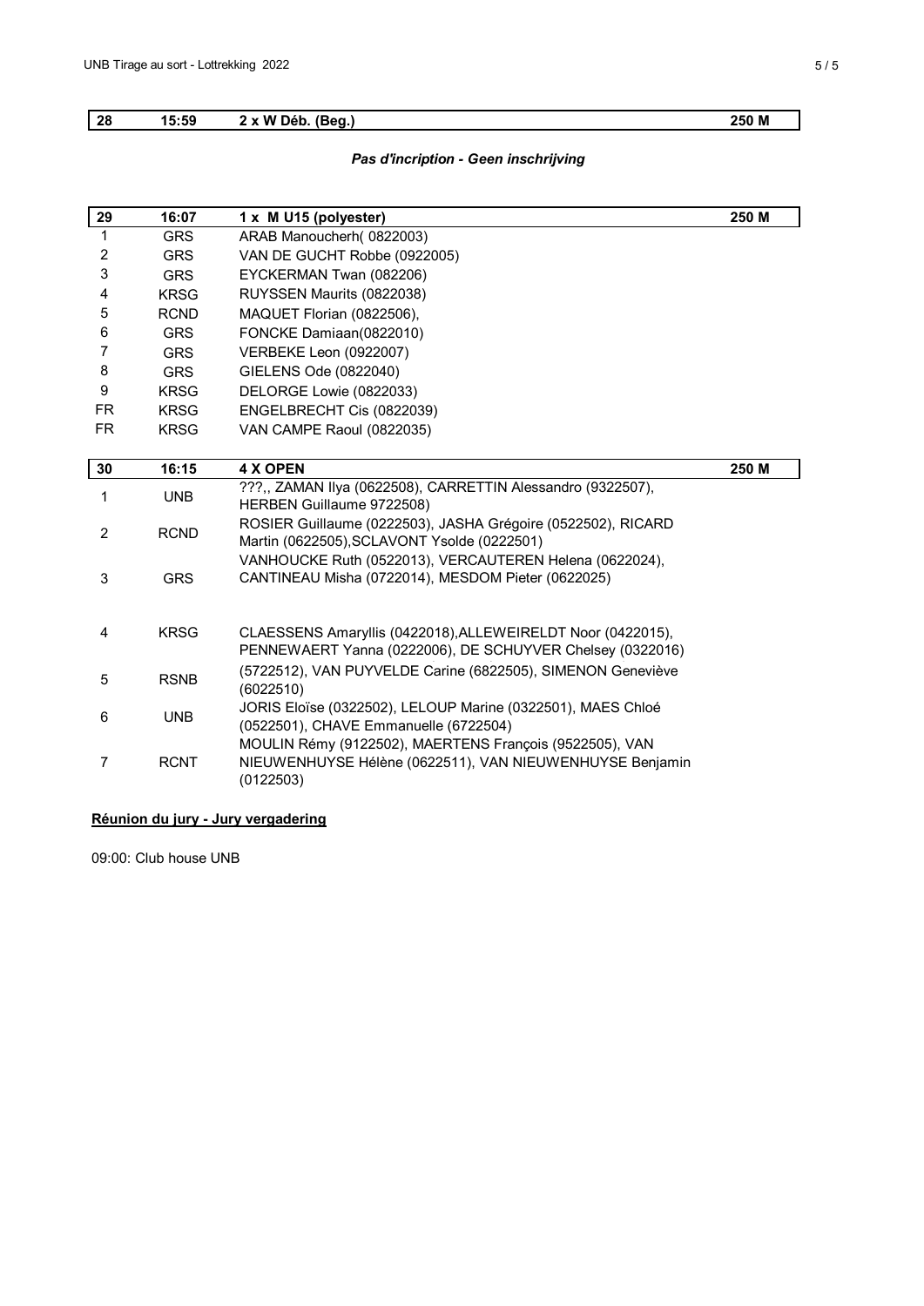| 28 | 15:59 | 2 x W Déb. (Beg.) | 250 M |
|---|---|---|---|

*Pas d'incription - Geen inschrijving*

| 29 | 16:07 | 1 x M U15 (polyester) | 250 M |
|---|---|---|---|
| 1 | GRS | ARAB Manoucherh( 0822003) | |
| 2 | GRS | VAN DE GUCHT Robbe (0922005) | |
| 3 | GRS | EYCKERMAN Twan (082206) | |
| 4 | KRSG | RUYSSEN Maurits (0822038) | |
| 5 | RCND | MAQUET Florian (0822506), | |
| 6 | GRS | FONCKE Damiaan(0822010) | |
| 7 | GRS | VERBEKE Leon (0922007) | |
| 8 | GRS | GIELENS Ode (0822040) | |
| 9 | KRSG | DELORGE Lowie (0822033) | |
| FR | KRSG | ENGELBRECHT Cis (0822039) | |
| FR | KRSG | VAN CAMPE Raoul (0822035) | |

| 30 | 16:15 | 4 X OPEN | 250 M |
|---|---|---|---|
| 1 | UNB | ???,, ZAMAN Ilya (0622508), CARRETTIN Alessandro (9322507), HERBEN Guillaume 9722508) | |
| 2 | RCND | ROSIER Guillaume (0222503), JASHA Grégoire (0522502), RICARD Martin (0622505),SCLAVONT Ysolde (0222501) | |
| 3 | GRS | VANHOUCKE Ruth (0522013), VERCAUTEREN Helena (0622024), CANTINEAU Misha (0722014), MESDOM Pieter (0622025) | |
| 4 | KRSG | CLAESSENS Amaryllis (0422018),ALLEWEIRELDT Noor (0422015), PENNEWAERT Yanna (0222006), DE SCHUYVER Chelsey (0322016) | |
| 5 | RSNB | (5722512), VAN PUYVELDE Carine (6822505), SIMENON Geneviève (6022510) | |
| 6 | UNB | JORIS Eloïse (0322502), LELOUP Marine (0322501), MAES Chloé (0522501), CHAVE Emmanuelle (6722504) | |
| 7 | RCNT | MOULIN Rémy (9122502), MAERTENS François (9522505), VAN NIEUWENHUYSE Hélène (0622511), VAN NIEUWENHUYSE Benjamin (0122503) | |

**Réunion du jury - Jury vergadering**

09:00: Club house UNB